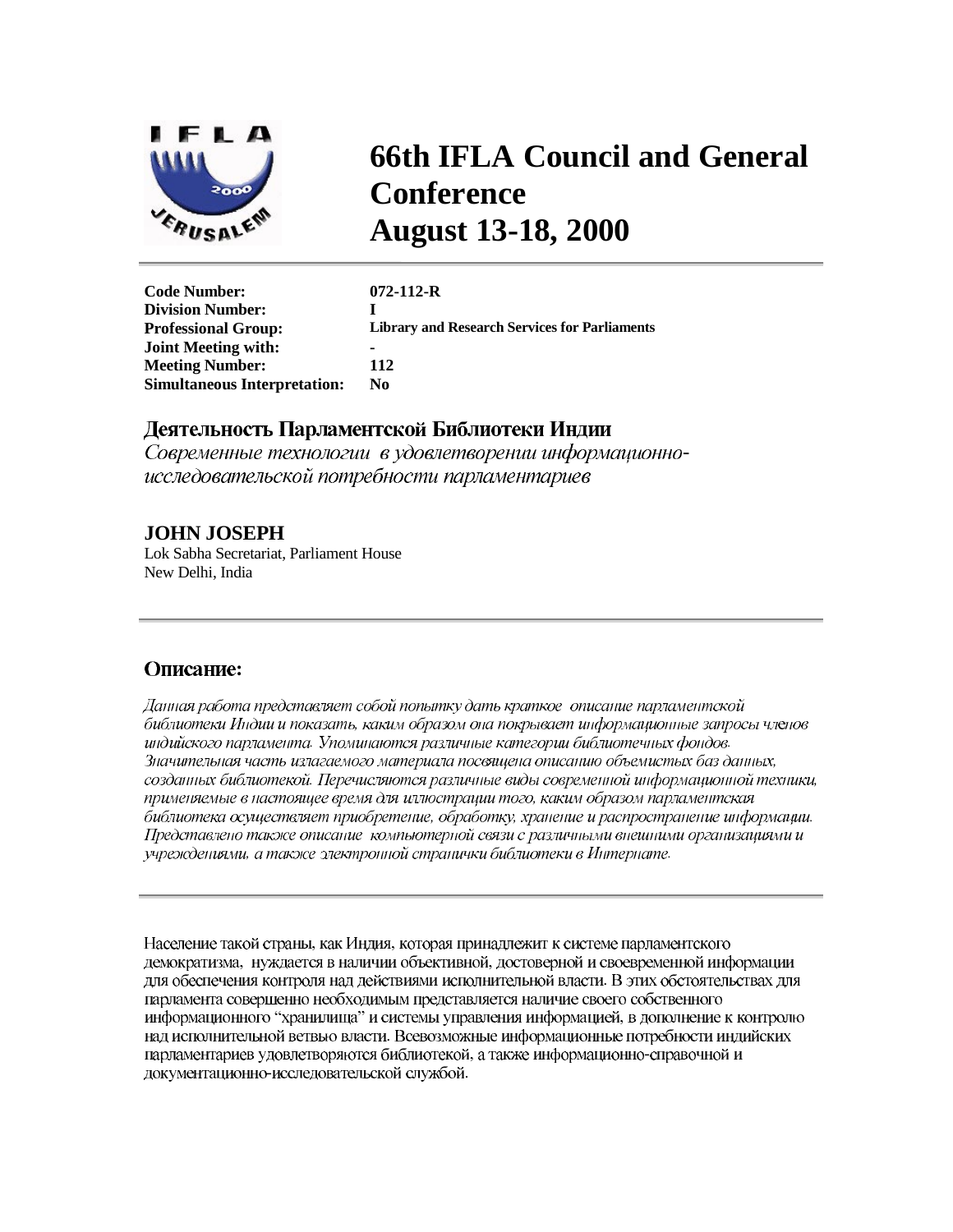# 66th IFLA Council and General Conference
# August 13-18, 2000

| | |
|---|---|
| **Code Number:** | **072-112-R** |
| **Division Number:** | **I** |
| **Professional Group:** | **Library and Research Services for Parliaments** |
| **Joint Meeting with:** | **-** |
| **Meeting Number:** | **112** |
| **Simultaneous Interpretation:** | **No** |

## Деятельность Парламентской Библиотеки Индии

*Современные технологии в удовлетворении информационно-исследовательской потребности парламентариев*

**JOHN JOSEPH**
Lok Sabha Secretariat, Parliament House
New Delhi, India

---

## Описание:

*Данная работа представляет собой попытку дать краткое описание парламентской библиотеки Индии и показать, каким образом она покрывает информационные запросы членов индийского парламента. Упоминаются различные категории библиотечных фондов. Значительная часть излагаемого материала посвящена описанию объемистых баз данных, созданных библиотекой. Перечисляются различные виды современной информационной техники, применяемые в настоящее время для иллюстрации того, каким образом парламентская библиотека осуществляет приобретение, обработку, хранение и распространение информации. Представлено также описание компьютерной связи с различными внешними организациями и учреждениями, а также электронной странички библиотеки в Интернате.*

---

Население такой страны, как Индия, которая принадлежит к системе парламентского демократизма, нуждается в наличии объективной, достоверной и своевременной информации для обеспечения контроля над действиями исполнительной власти. В этих обстоятельствах для парламента совершенно необходимым представляется наличие своего собственного информационного "хранилища" и системы управления информацией, в дополнение к контролю над исполнительной ветвью власти. Всевозможные информационные потребности индийских парламентариев удовлетворяются библиотекой, а также информационно-справочной и документационно-исследовательской службой.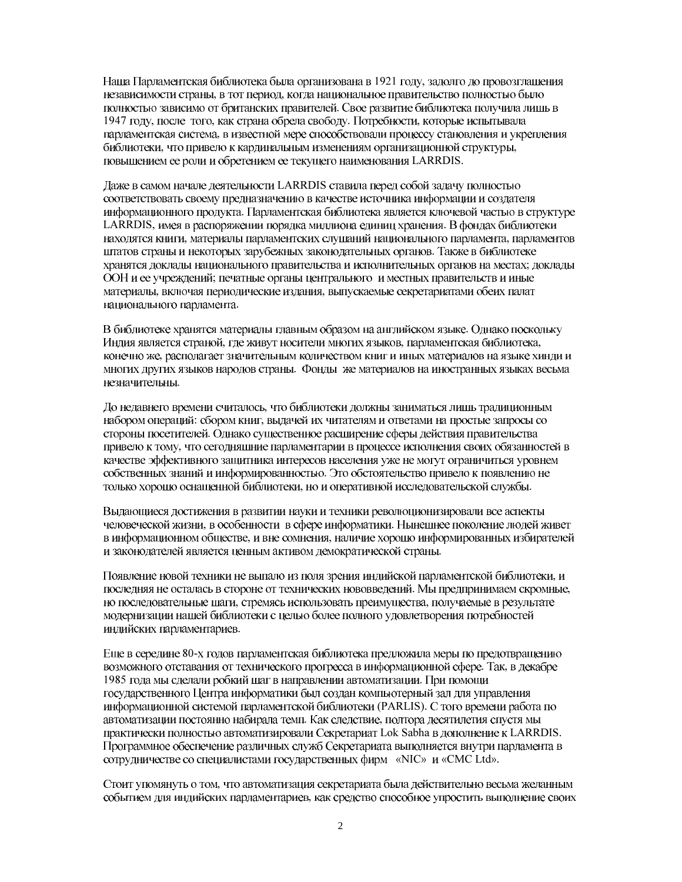Наша Парламентская библиотека была организована в 1921 году, задолго до провозглашения независимости страны, в тот период, когда национальное правительство полностью было полностью зависимо от британских правителей. Свое развитие библиотека получила лишь в 1947 году, после того, как страна обрела свободу. Потребности, которые испытывала парламентская система, в известной мере способствовали процессу становления и укрепления библиотеки, что привело к кардинальным изменениям организационной структуры, повышением ее роли и обретением ее текущего наименования LARRDIS.

Даже в самом начале деятельности LARRDIS ставила перед собой задачу полностью соответствовать своему предназначению в качестве источника информации и создателя информационного продукта. Парламентская библиотека является ключевой частью в структуре LARRDIS, имея в распоряжении порядка миллиона единиц хранения. В фондах библиотеки находятся книги, материалы парламентских слушаний национального парламента, парламентов штатов страны и некоторых зарубежных законодательных органов. Также в библиотеке хранятся доклады национального правительства и исполнительных органов на местах; доклады ООН и ее учреждений; печатные органы центрального и местных правительств и иные материалы, включая периодические издания, выпускаемые секретариатами обеих палат национального парламента.

В библиотеке хранятся материалы главным образом на английском языке. Однако поскольку Индия является страной, где живут носители многих языков, парламентская библиотека, конечно же, располагает значительным количеством книг и иных материалов на языке хинди и многих других языков народов страны. Фонды же материалов на иностранных языках весьма незначительны.

До недавнего времени считалось, что библиотеки должны заниматься лишь традиционным набором операций: сбором книг, выдачей их читателям и ответами на простые запросы со стороны посетителей. Однако существенное расширение сферы действия правительства привело к тому, что сегодняшние парламентарии в процессе исполнения своих обязанностей в качестве эффективного защитника интересов населения уже не могут ограничиться уровнем собственных знаний и информированностью. Это обстоятельство привело к появлению не только хорошо оснащенной библиотеки, но и оперативной исследовательской службы.

Выдающиеся достижения в развитии науки и техники революционизировали все аспекты человеческой жизни, в особенности в сфере информатики. Нынешнее поколение людей живет в информационном обществе, и вне сомнения, наличие хорошо информированных избирателей и законодателей является ценным активом демократической страны.

Появление новой техники не выпало из поля зрения индийской парламентской библиотеки, и последняя не осталась в стороне от технических нововведений. Мы предпринимаем скромные, но последовательные шаги, стремясь использовать преимущества, получаемые в результате модернизации нашей библиотеки с целью более полного удовлетворения потребностей индийских парламентариев.

Еще в середине 80-х годов парламентская библиотека предложила меры по предотвращению возможного отставания от технического прогресса в информационной сфере. Так, в декабре 1985 года мы сделали робкий шаг в направлении автоматизации. При помощи государственного Центра информатики был создан компьютерный зал для управления информационной системой парламентской библиотеки (PARLIS). С того времени работа по автоматизации постоянно набирала темп. Как следствие, полтора десятилетия спустя мы практически полностью автоматизировали Секретариат Lok Sabha в дополнение к LARRDIS. Программное обеспечение различных служб Секретариата выполняется внутри парламента в сотрудничестве со специалистами государственных фирм «NIC» и «CMC Ltd».

Стоит упомянуть о том, что автоматизация секретариата была действительно весьма желанным событием для индийских парламентариев, как средство способное упростить выполнение своих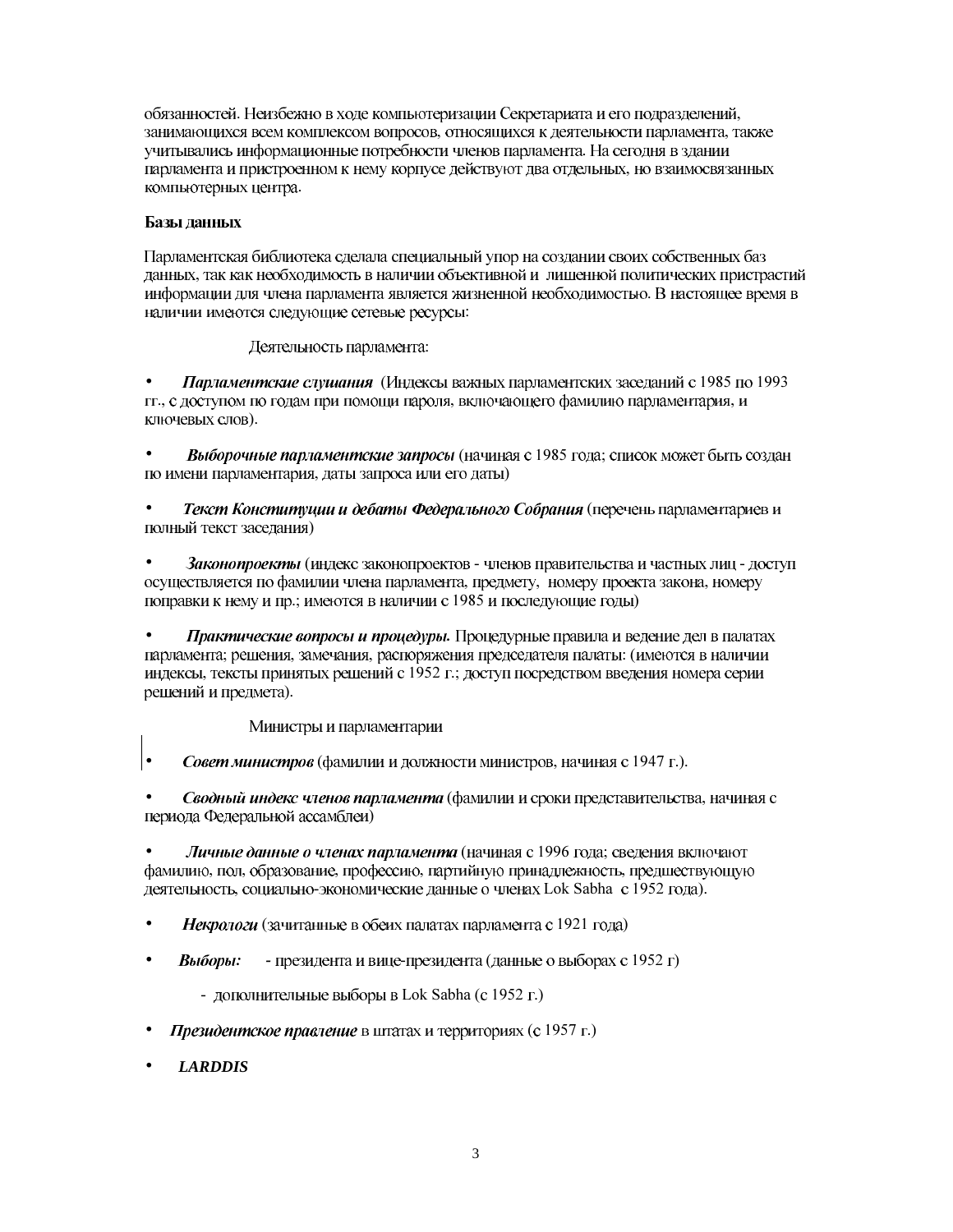обязанностей. Неизбежно в ходе компьютеризации Секретариата и его подразделений, занимающихся всем комплексом вопросов, относящихся к деятельности парламента, также учитывались информационные потребности членов парламента. На сегодня в здании парламента и пристроенном к нему корпусе действуют два отдельных, но взаимосвязанных компьютерных центра.

**Базы данных**

Парламентская библиотека сделала специальный упор на создании своих собственных баз данных, так как необходимость в наличии объективной и лишенной политических пристрастий информации для члена парламента является жизненной необходимостью. В настоящее время в наличии имеются следующие сетевые ресурсы:

Деятельность парламента:

- ***Парламентские слушания*** (Индексы важных парламентских заседаний с 1985 по 1993 гг., с доступом по годам при помощи пароля, включающего фамилию парламентария, и ключевых слов).

- ***Выборочные парламентские запросы*** (начиная с 1985 года; список может быть создан по имени парламентария, даты запроса или его даты)

- ***Текст Конституции и дебаты Федерального Собрания*** (перечень парламентариев и полный текст заседания)

- ***Законопроекты*** (индекс законопроектов - членов правительства и частных лиц - доступ осуществляется по фамилии члена парламента, предмету, номеру проекта закона, номеру поправки к нему и пр.; имеются в наличии с 1985 и последующие годы)

- ***Практические вопросы и процедуры.*** Процедурные правила и ведение дел в палатах парламента; решения, замечания, распоряжения председателя палаты: (имеются в наличии индексы, тексты принятых решений с 1952 г.; доступ посредством введения номера серии решений и предмета).

Министры и парламентарии

- ***Совет министров*** (фамилии и должности министров, начиная с 1947 г.).

- ***Сводный индекс членов парламента*** (фамилии и сроки представительства, начиная с периода Федеральной ассамблеи)

- ***Личные данные о членах парламента*** (начиная с 1996 года; сведения включают фамилию, пол, образование, профессию, партийную принадлежность, предшествующую деятельность, социально-экономические данные о членах Lok Sabha с 1952 года).

- ***Некрологи*** (зачитанные в обеих палатах парламента с 1921 года)

- ***Выборы:*** - президента и вице-президента (данные о выборах с 1952 г)
  - дополнительные выборы в Lok Sabha (с 1952 г.)

- ***Президентское правление*** в штатах и территориях (с 1957 г.)

- ***LARDDIS***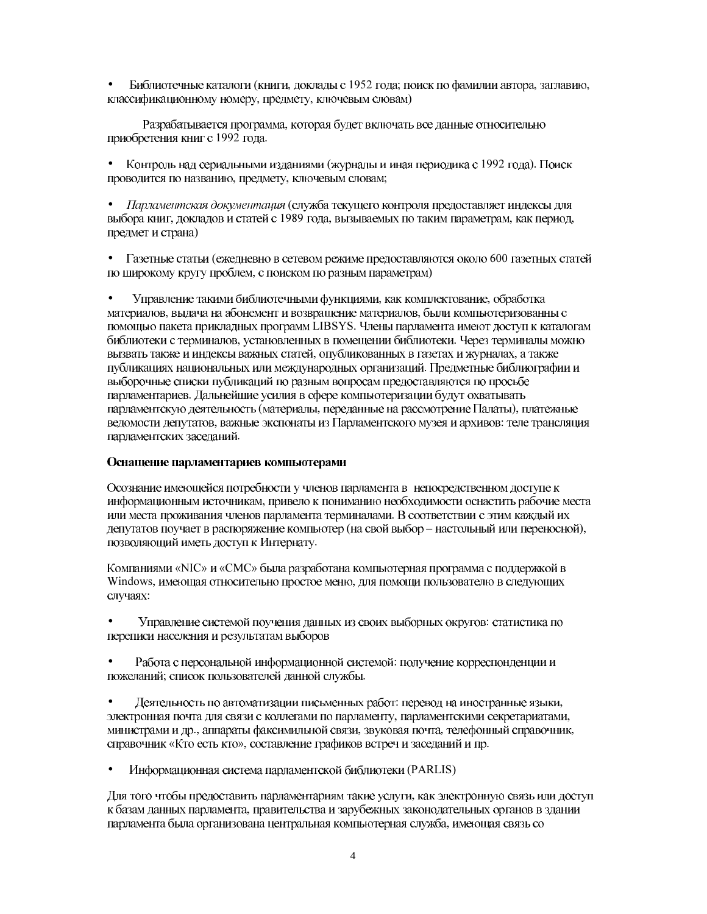- Библиотечные каталоги (книги, доклады с 1952 года; поиск по фамилии автора, заглавию, классификационному номеру, предмету, ключевым словам)

Разрабатывается программа, которая будет включать все данные относительно приобретения книг с 1992 года.

- Контроль над сериальными изданиями (журналы и иная периодика с 1992 года). Поиск проводится по названию, предмету, ключевым словам;

- *Парламентская документация* (служба текущего контроля предоставляет индексы для выбора книг, докладов и статей с 1989 года, вызываемых по таким параметрам, как период, предмет и страна)

- Газетные статьи (ежедневно в сетевом режиме предоставляются около 600 газетных статей по широкому кругу проблем, с поиском по разным параметрам)

- Управление такими библиотечными функциями, как комплектование, обработка материалов, выдача на абонемент и возвращение материалов, были компьютеризованны с помощью пакета прикладных программ LIBSYS. Члены парламента имеют доступ к каталогам библиотеки с терминалов, установленных в помещении библиотеки. Через терминалы можно вызвать также и индексы важных статей, опубликованных в газетах и журналах, а также публикациях национальных или международных организаций. Предметные библиографии и выборочные списки публикаций по разным вопросам предоставляются по просьбе парламентариев. Дальнейшие усилия в сфере компьютеризации будут охватывать парламентскую деятельность (материалы, переданные на рассмотрение Палаты), платежные ведомости депутатов, важные экспонаты из Парламентского музея и архивов: теле трансляция парламентских заседаний.

**Оснащение парламентариев компьютерами**

Осознание имеющейся потребности у членов парламента в непосредственном доступе к информационным источникам, привело к пониманию необходимости оснастить рабочие места или места проживания членов парламента терминалами. В соответствии с этим каждый их депутатов поучает в распоряжение компьютер (на свой выбор – настольный или переносной), позволяющий иметь доступ к Интернату.

Компаниями «NIC» и «CMC» была разработана компьютерная программа с поддержкой в Windows, имеющая относительно простое меню, для помощи пользователю в следующих случаях:

- Управление системой поучения данных из своих выборных округов: статистика по переписи населения и результатам выборов

- Работа с персональной информационной системой: получение корреспонденции и пожеланий; список пользователей данной службы.

- Деятельность по автоматизации письменных работ: перевод на иностранные языки, электронная почта для связи с коллегами по парламенту, парламентскими секретариатами, министрами и др., аппараты факсимильной связи, звуковая почта, телефонный справочник, справочник «Кто есть кто», составление графиков встреч и заседаний и пр.

- Информационная система парламентской библиотеки (PARLIS)

Для того чтобы предоставить парламентариям такие услуги, как электронную связь или доступ к базам данных парламента, правительства и зарубежных законодательных органов в здании парламента была организована центральная компьютерная служба, имеющая связь со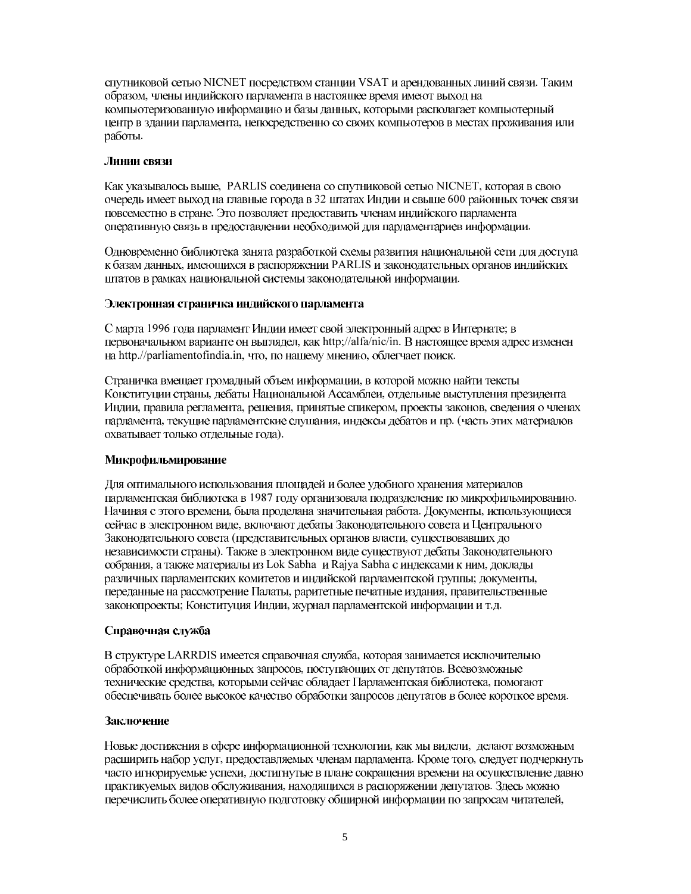спутниковой сетью NICNET посредством станции VSAT и арендованных линий связи. Таким образом, члены индийского парламента в настоящее время имеют выход на компьютеризованную информацию и базы данных, которыми располагает компьютерный центр в здании парламента, непосредственно со своих компьютеров в местах проживания или работы.

**Линии связи**

Как указывалось выше, PARLIS соединена со спутниковой сетью NICNET, которая в свою очередь имеет выход на главные города в 32 штатах Индии и свыше 600 районных точек связи повсеместно в стране. Это позволяет предоставить членам индийского парламента оперативную связь в предоставлении необходимой для парламентариев информации.

Одновременно библиотека занята разработкой схемы развития национальной сети для доступа к базам данных, имеющихся в распоряжении PARLIS и законодательных органов индийских штатов в рамках национальной системы законодательной информации.

**Электронная страничка индийского парламента**

С марта 1996 года парламент Индии имеет свой электронный адрес в Интернате; в первоначальном варианте он выглядел, как http;//alfa/nic/in. В настоящее время адрес изменен на http.//parliamentofindia.in, что, по нашему мнению, облегчает поиск.

Страничка вмещает громадный объем информации, в которой можно найти тексты Конституции страны, дебаты Национальной Ассамблеи, отдельные выступления президента Индии, правила регламента, решения, принятые спикером, проекты законов, сведения о членах парламента, текущие парламентские слушания, индексы дебатов и пр. (часть этих материалов охватывает только отдельные года).

**Микрофильмирование**

Для оптимального использования площадей и более удобного хранения материалов парламентская библиотека в 1987 году организовала подразделение по микрофильмированию. Начиная с этого времени, была проделана значительная работа. Документы, использующиеся сейчас в электронном виде, включают дебаты Законодательного совета и Центрального Законодательного совета (представительных органов власти, существовавших до независимости страны). Также в электронном виде существуют дебаты Законодательного собрания, а также материалы из Lok Sabha и Rajya Sabha с индексами к ним, доклады различных парламентских комитетов и индийской парламентской группы; документы, переданные на рассмотрение Палаты, раритетные печатные издания, правительственные законопроекты; Конституция Индии, журнал парламентской информации и т.д.

**Справочная служба**

В структуре LARRDIS имеется справочная служба, которая занимается исключительно обработкой информационных запросов, поступающих от депутатов. Всевозможные технические средства, которыми сейчас обладает Парламентская библиотека, помогают обеспечивать более высокое качество обработки запросов депутатов в более короткое время.

**Заключение**

Новые достижения в сфере информационной технологии, как мы видели, делают возможным расширить набор услуг, предоставляемых членам парламента. Кроме того, следует подчеркнуть часто игнорируемые успехи, достигнутые в плане сокращения времени на осуществление давно практикуемых видов обслуживания, находящихся в распоряжении депутатов. Здесь можно перечислить более оперативную подготовку обширной информации по запросам читателей,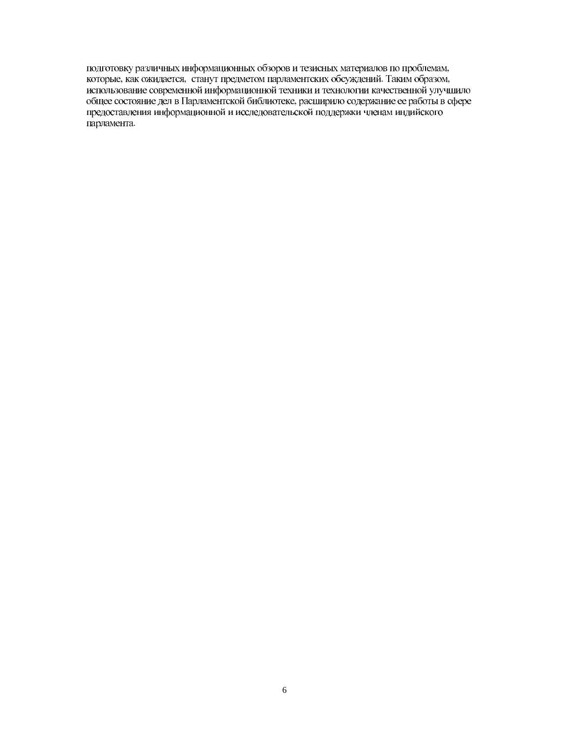подготовку различных информационных обзоров и тезисных материалов по проблемам, которые, как ожидается,  станут предметом парламентских обсуждений. Таким образом, использование современной информационной техники и технологии качественной улучшило общее состояние дел в Парламентской библиотеке, расширило содержание ее работы в сфере предоставления информационной и исследовательской поддержки членам индийского парламента.